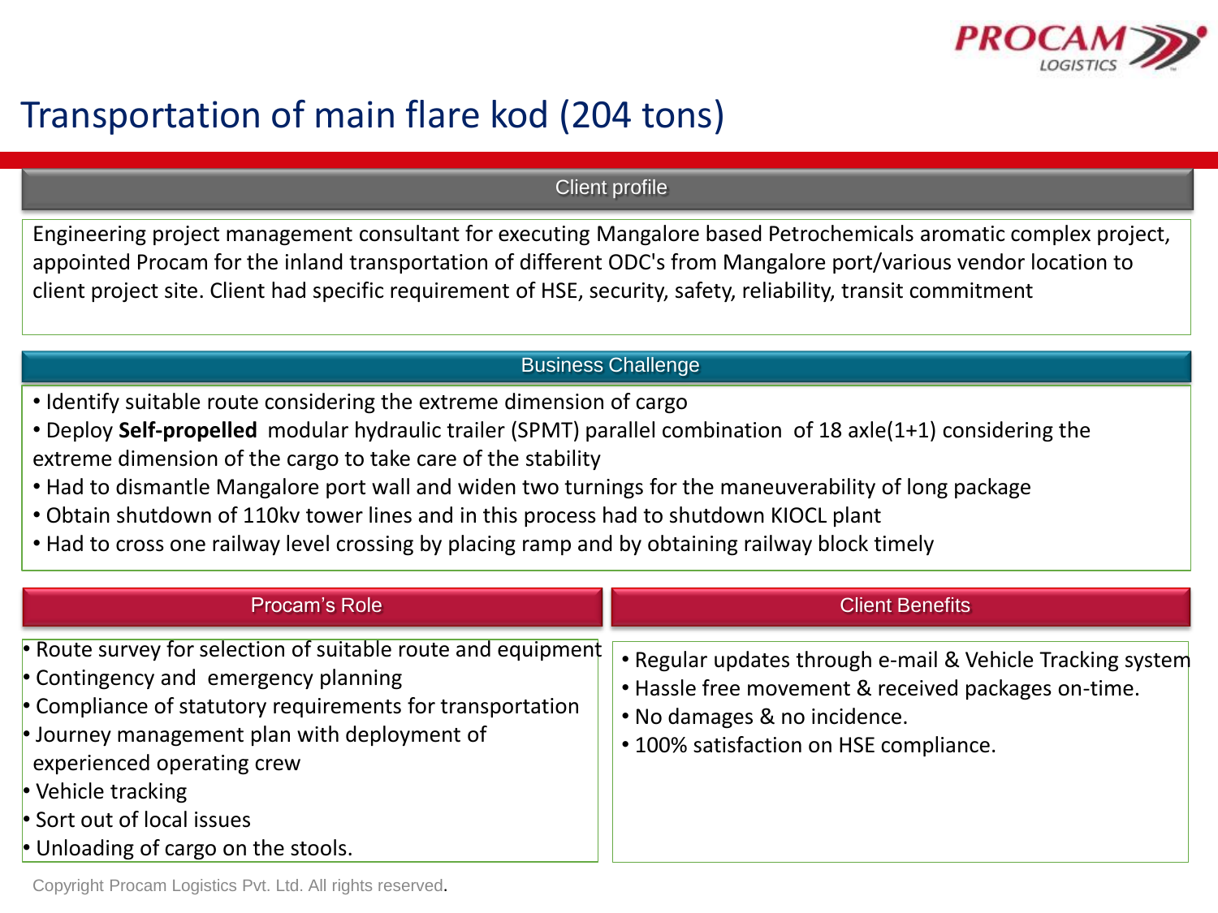# Transportation of main flare kod (204 tons)

## Client profile

Engineering project management consultant for executing Mangalore based Petrochemicals aromatic complex project, appointed Procam for the inland transportation of different ODC's from Mangalore port/various vendor location to client project site. Client had specific requirement of HSE, security, safety, reliability, transit commitment

## Business Challenge

- Identify suitable route considering the extreme dimension of cargo
- Deploy **Self-propelled** modular hydraulic trailer (SPMT) parallel combination of 18 axle(1+1) considering the extreme dimension of the cargo to take care of the stability
- Had to dismantle Mangalore port wall and widen two turnings for the maneuverability of long package
- Obtain shutdown of 110kv tower lines and in this process had to shutdown KIOCL plant
- Had to cross one railway level crossing by placing ramp and by obtaining railway block timely

## Procam's Role

- Route survey for selection of suitable route and equipment
- Contingency and emergency planning
- Compliance of statutory requirements for transportation
- Journey management plan with deployment of experienced operating crew
- Vehicle tracking
- Sort out of local issues
- Unloading of cargo on the stools.

## Client Benefits

- Regular updates through e-mail & Vehicle Tracking system
- Hassle free movement & received packages on-time.
- No damages & no incidence.
- 100% satisfaction on HSE compliance.

Copyright Procam Logistics Pvt. Ltd. All rights reserved.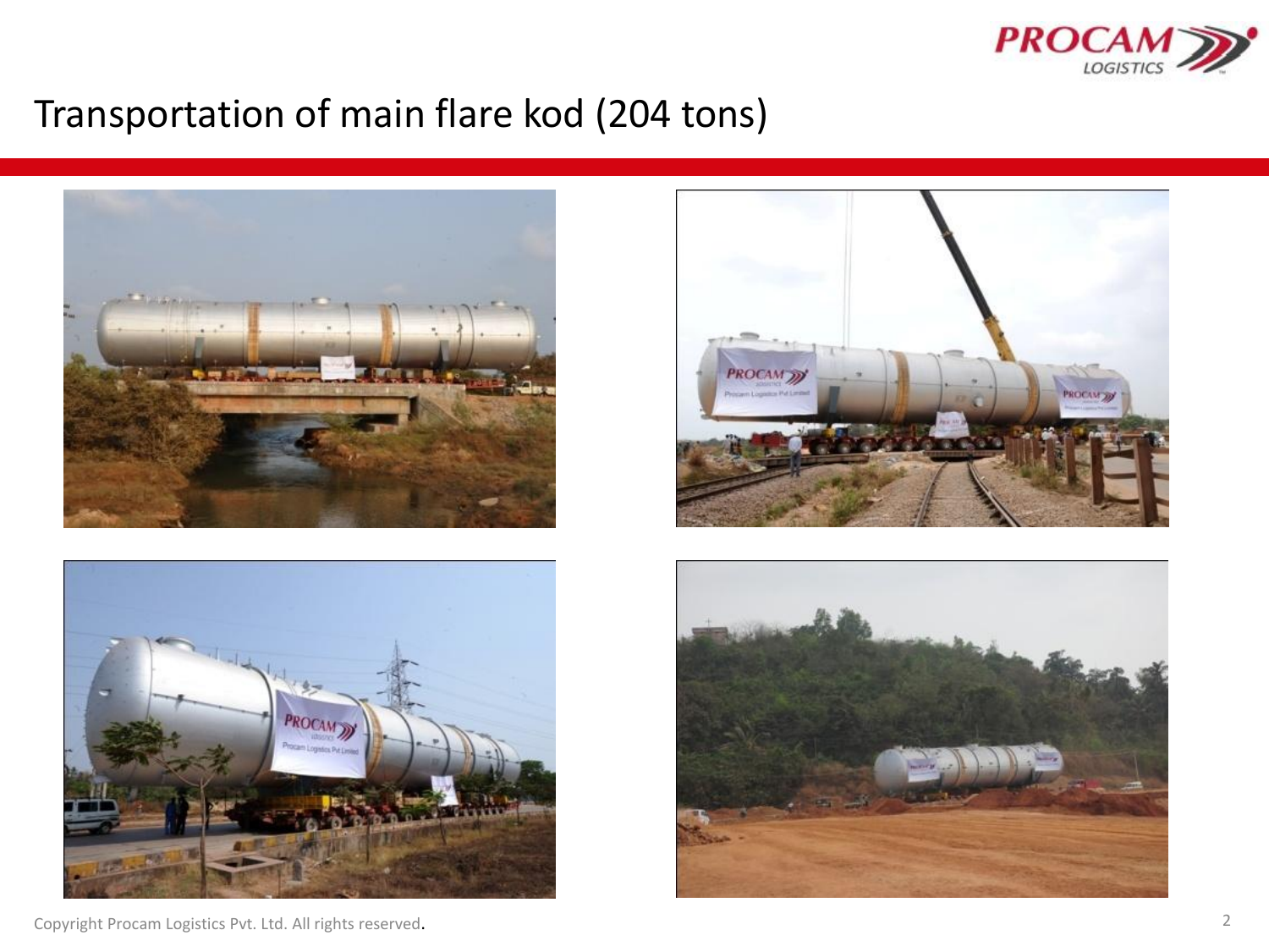# Transportation of main flare kod (204 tons)

Copyright Procam Logistics Pvt. Ltd. All rights reserved.